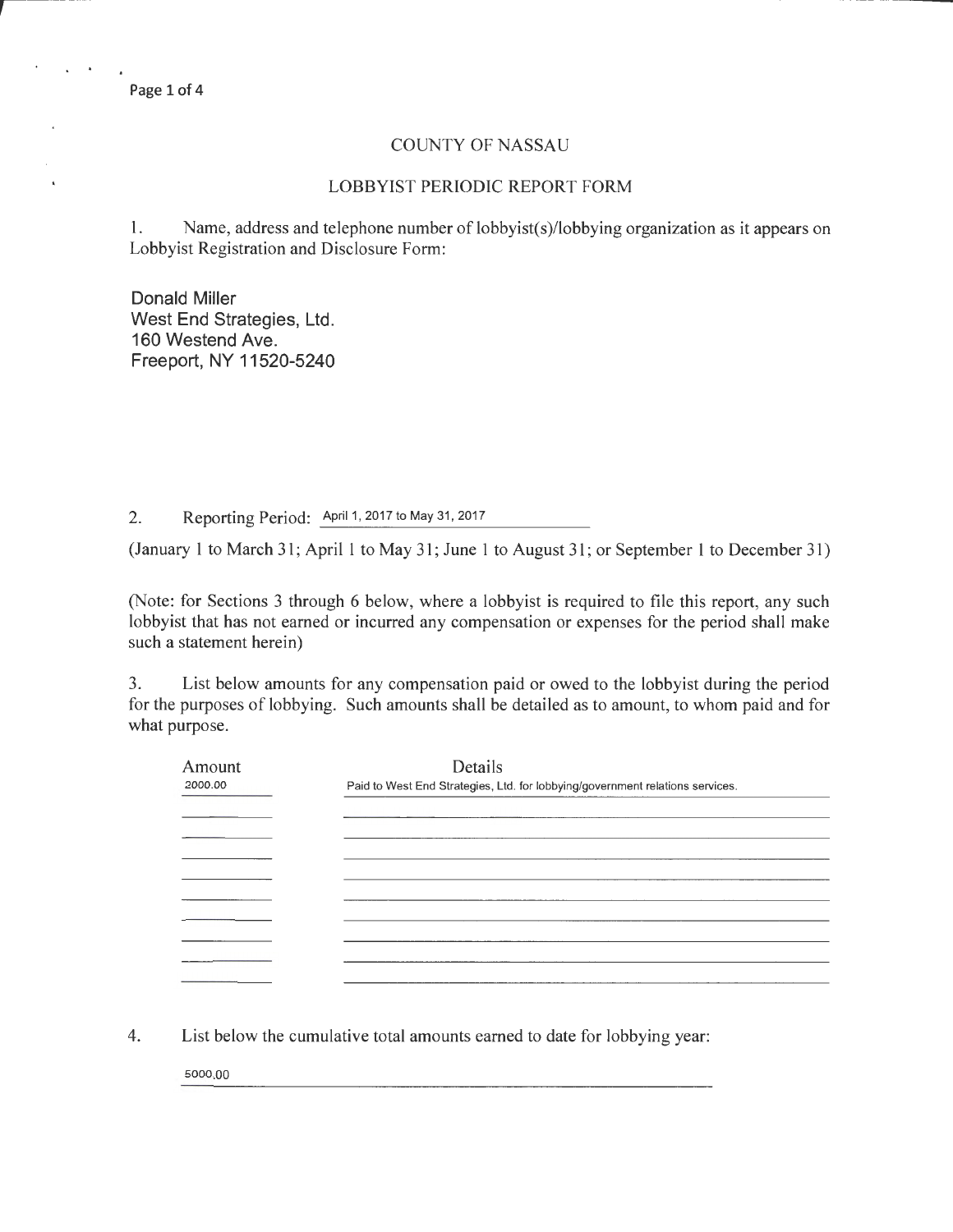# COUNTY OF NASSAU

## LOBBYIST PERIODIC REPORT FORM

1. Name, address and telephone number of lobbyist(s)/lobbying organization as it appears on Lobbyist Registration and Disclosure Form:

Donald Miller
West End Strategies, Ltd.
160 Westend Ave.
Freeport, NY 11520-5240

2. Reporting Period: April 1, 2017 to May 31, 2017

(January 1 to March 31; April 1 to May 31; June 1 to August 31; or September 1 to December 31)

(Note: for Sections 3 through 6 below, where a lobbyist is required to file this report, any such lobbyist that has not earned or incurred any compensation or expenses for the period shall make such a statement herein)

3. List below amounts for any compensation paid or owed to the lobbyist during the period for the purposes of lobbying. Such amounts shall be detailed as to amount, to whom paid and for what purpose.

| Amount | Details |
|---|---|
| 2000.00 | Paid to West End Strategies, Ltd. for lobbying/government relations services. |

4. List below the cumulative total amounts earned to date for lobbying year:

5000.00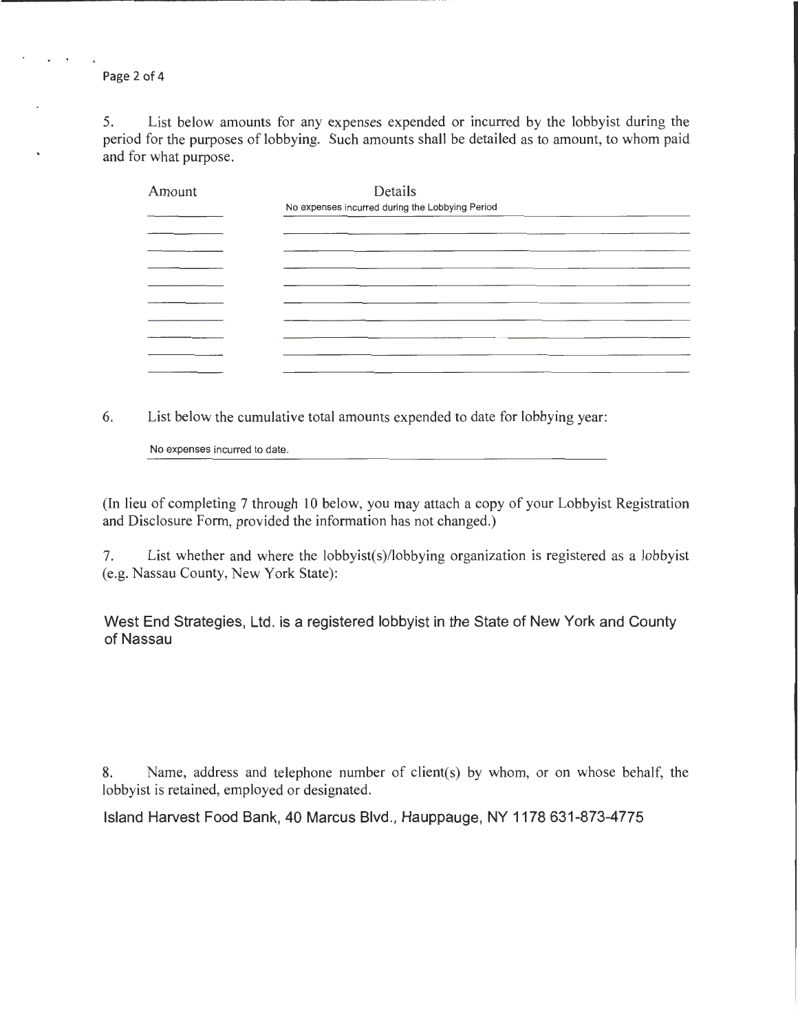5. List below amounts for any expenses expended or incurred by the lobbyist during the period for the purposes of lobbying. Such amounts shall be detailed as to amount, to whom paid and for what purpose.

| Amount | Details |
| --- | --- |
| | No expenses incurred during the Lobbying Period |

6. List below the cumulative total amounts expended to date for lobbying year:

No expenses incurred to date.

(In lieu of completing 7 through 10 below, you may attach a copy of your Lobbyist Registration and Disclosure Form, provided the information has not changed.)

7. List whether and where the lobbyist(s)/lobbying organization is registered as a lobbyist (e.g. Nassau County, New York State):

West End Strategies, Ltd. is a registered lobbyist in the State of New York and County of Nassau

8. Name, address and telephone number of client(s) by whom, or on whose behalf, the lobbyist is retained, employed or designated.

Island Harvest Food Bank, 40 Marcus Blvd., Hauppauge, NY 1178 631-873-4775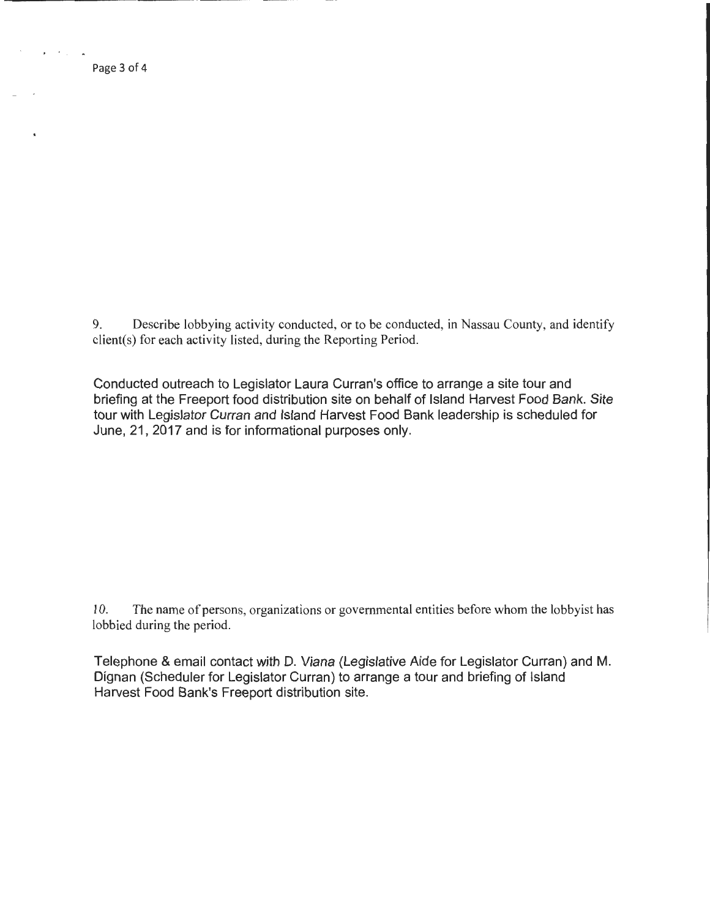9. Describe lobbying activity conducted, or to be conducted, in Nassau County, and identify client(s) for each activity listed, during the Reporting Period.

Conducted outreach to Legislator Laura Curran's office to arrange a site tour and briefing at the Freeport food distribution site on behalf of Island Harvest Food Bank. Site tour with Legislator Curran and Island Harvest Food Bank leadership is scheduled for June, 21, 2017 and is for informational purposes only.

10. The name of persons, organizations or governmental entities before whom the lobbyist has lobbied during the period.

Telephone & email contact with D. Viana (Legislative Aide for Legislator Curran) and M. Dignan (Scheduler for Legislator Curran) to arrange a tour and briefing of Island Harvest Food Bank's Freeport distribution site.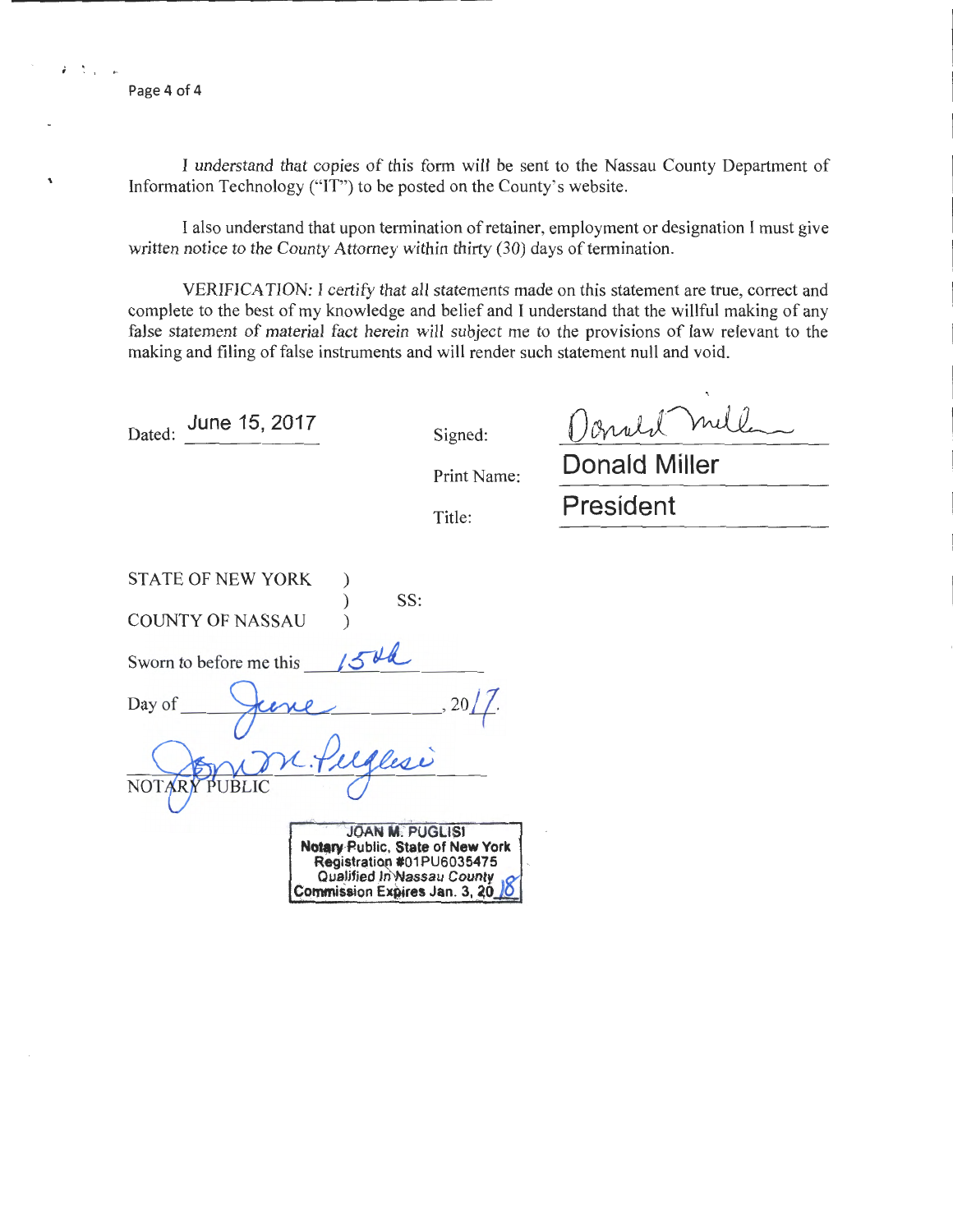I understand that copies of this form will be sent to the Nassau County Department of Information Technology ("IT") to be posted on the County's website.

I also understand that upon termination of retainer, employment or designation I must give written notice to the County Attorney within thirty (30) days of termination.

VERIFICATION: I certify that all statements made on this statement are true, correct and complete to the best of my knowledge and belief and I understand that the willful making of any false statement of material fact herein will subject me to the provisions of law relevant to the making and filing of false instruments and will render such statement null and void.

Dated: June 15, 2017

Signed: Donald Miller

Print Name: Donald Miller

Title: President

STATE OF NEW YORK )
) SS:
COUNTY OF NASSAU )

Sworn to before me this 15th

Day of June, 2017.

Joan M. Puglisi
NOTARY PUBLIC

JOAN M. PUGLISI
Notary Public, State of New York
Registration #01PU6035475
Qualified In Nassau County
Commission Expires Jan. 3, 2018